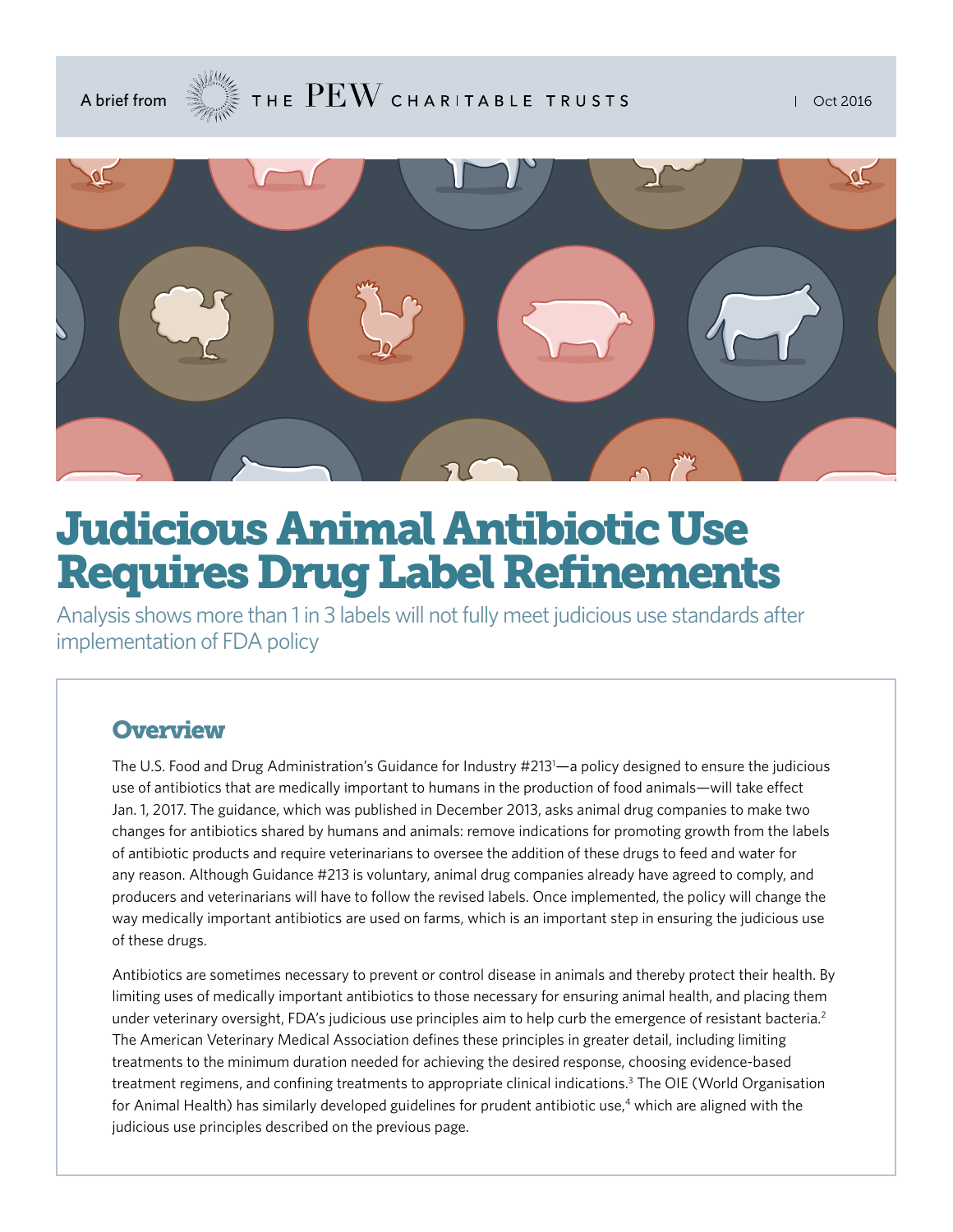A brief from THE PEW CHARITABLE TRUSTS | Oct 2016

# Judicious Animal Antibiotic Use Requires Drug Label Refinements

Analysis shows more than 1 in 3 labels will not fully meet judicious use standards after implementation of FDA policy

## Overview

The U.S. Food and Drug Administration's Guidance for Industry #213[1]—a policy designed to ensure the judicious use of antibiotics that are medically important to humans in the production of food animals—will take effect Jan. 1, 2017. The guidance, which was published in December 2013, asks animal drug companies to make two changes for antibiotics shared by humans and animals: remove indications for promoting growth from the labels of antibiotic products and require veterinarians to oversee the addition of these drugs to feed and water for any reason. Although Guidance #213 is voluntary, animal drug companies already have agreed to comply, and producers and veterinarians will have to follow the revised labels. Once implemented, the policy will change the way medically important antibiotics are used on farms, which is an important step in ensuring the judicious use of these drugs.

Antibiotics are sometimes necessary to prevent or control disease in animals and thereby protect their health. By limiting uses of medically important antibiotics to those necessary for ensuring animal health, and placing them under veterinary oversight, FDA's judicious use principles aim to help curb the emergence of resistant bacteria.[2] The American Veterinary Medical Association defines these principles in greater detail, including limiting treatments to the minimum duration needed for achieving the desired response, choosing evidence-based treatment regimens, and confining treatments to appropriate clinical indications.[3] The OIE (World Organisation for Animal Health) has similarly developed guidelines for prudent antibiotic use,[4] which are aligned with the judicious use principles described on the previous page.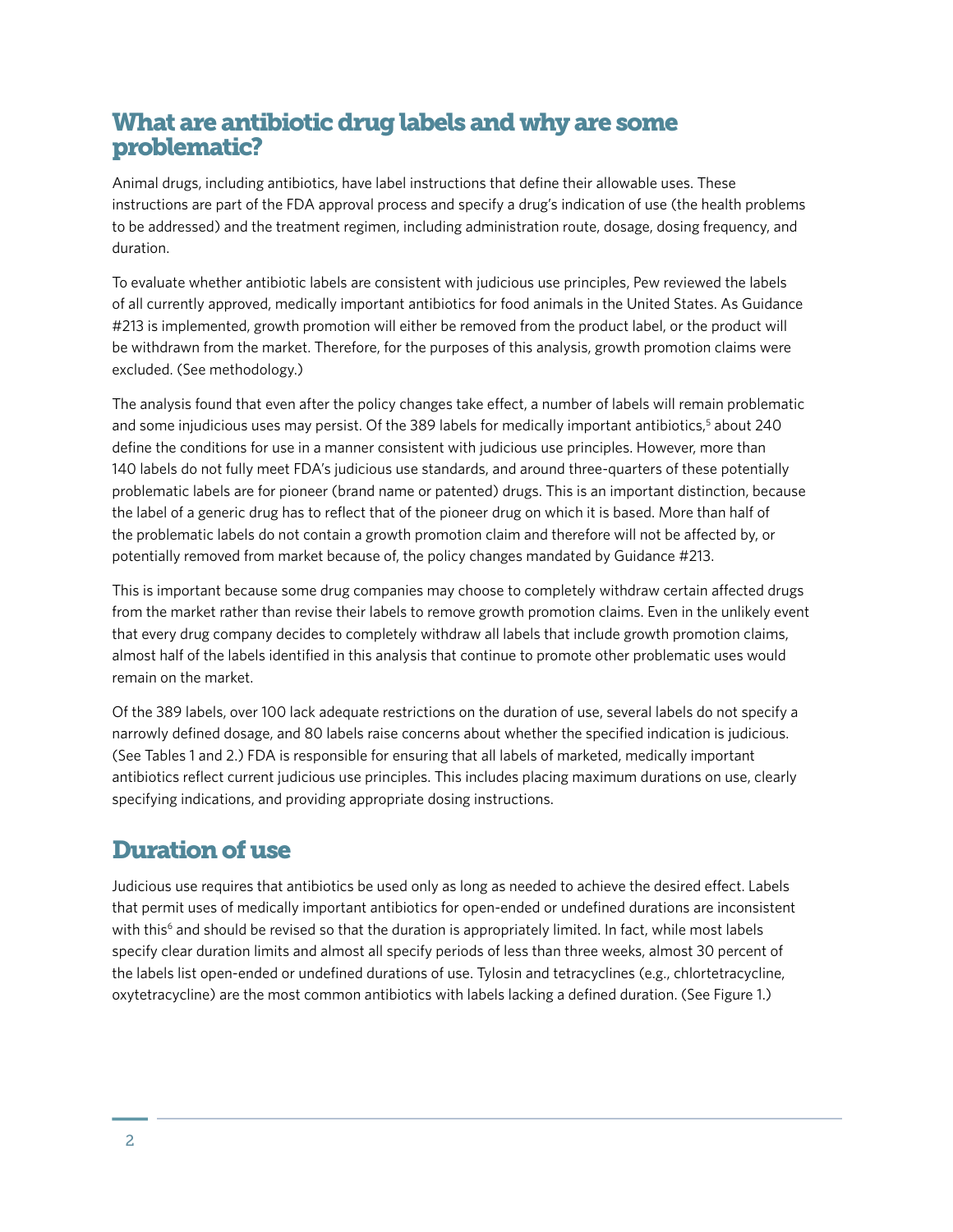## What are antibiotic drug labels and why are some problematic?

Animal drugs, including antibiotics, have label instructions that define their allowable uses. These instructions are part of the FDA approval process and specify a drug's indication of use (the health problems to be addressed) and the treatment regimen, including administration route, dosage, dosing frequency, and duration.

To evaluate whether antibiotic labels are consistent with judicious use principles, Pew reviewed the labels of all currently approved, medically important antibiotics for food animals in the United States. As Guidance #213 is implemented, growth promotion will either be removed from the product label, or the product will be withdrawn from the market. Therefore, for the purposes of this analysis, growth promotion claims were excluded. (See methodology.)

The analysis found that even after the policy changes take effect, a number of labels will remain problematic and some injudicious uses may persist. Of the 389 labels for medically important antibiotics,[5] about 240 define the conditions for use in a manner consistent with judicious use principles. However, more than 140 labels do not fully meet FDA's judicious use standards, and around three-quarters of these potentially problematic labels are for pioneer (brand name or patented) drugs. This is an important distinction, because the label of a generic drug has to reflect that of the pioneer drug on which it is based. More than half of the problematic labels do not contain a growth promotion claim and therefore will not be affected by, or potentially removed from market because of, the policy changes mandated by Guidance #213.

This is important because some drug companies may choose to completely withdraw certain affected drugs from the market rather than revise their labels to remove growth promotion claims. Even in the unlikely event that every drug company decides to completely withdraw all labels that include growth promotion claims, almost half of the labels identified in this analysis that continue to promote other problematic uses would remain on the market.

Of the 389 labels, over 100 lack adequate restrictions on the duration of use, several labels do not specify a narrowly defined dosage, and 80 labels raise concerns about whether the specified indication is judicious. (See Tables 1 and 2.) FDA is responsible for ensuring that all labels of marketed, medically important antibiotics reflect current judicious use principles. This includes placing maximum durations on use, clearly specifying indications, and providing appropriate dosing instructions.

## Duration of use

Judicious use requires that antibiotics be used only as long as needed to achieve the desired effect. Labels that permit uses of medically important antibiotics for open-ended or undefined durations are inconsistent with this[6] and should be revised so that the duration is appropriately limited. In fact, while most labels specify clear duration limits and almost all specify periods of less than three weeks, almost 30 percent of the labels list open-ended or undefined durations of use. Tylosin and tetracyclines (e.g., chlortetracycline, oxytetracycline) are the most common antibiotics with labels lacking a defined duration. (See Figure 1.)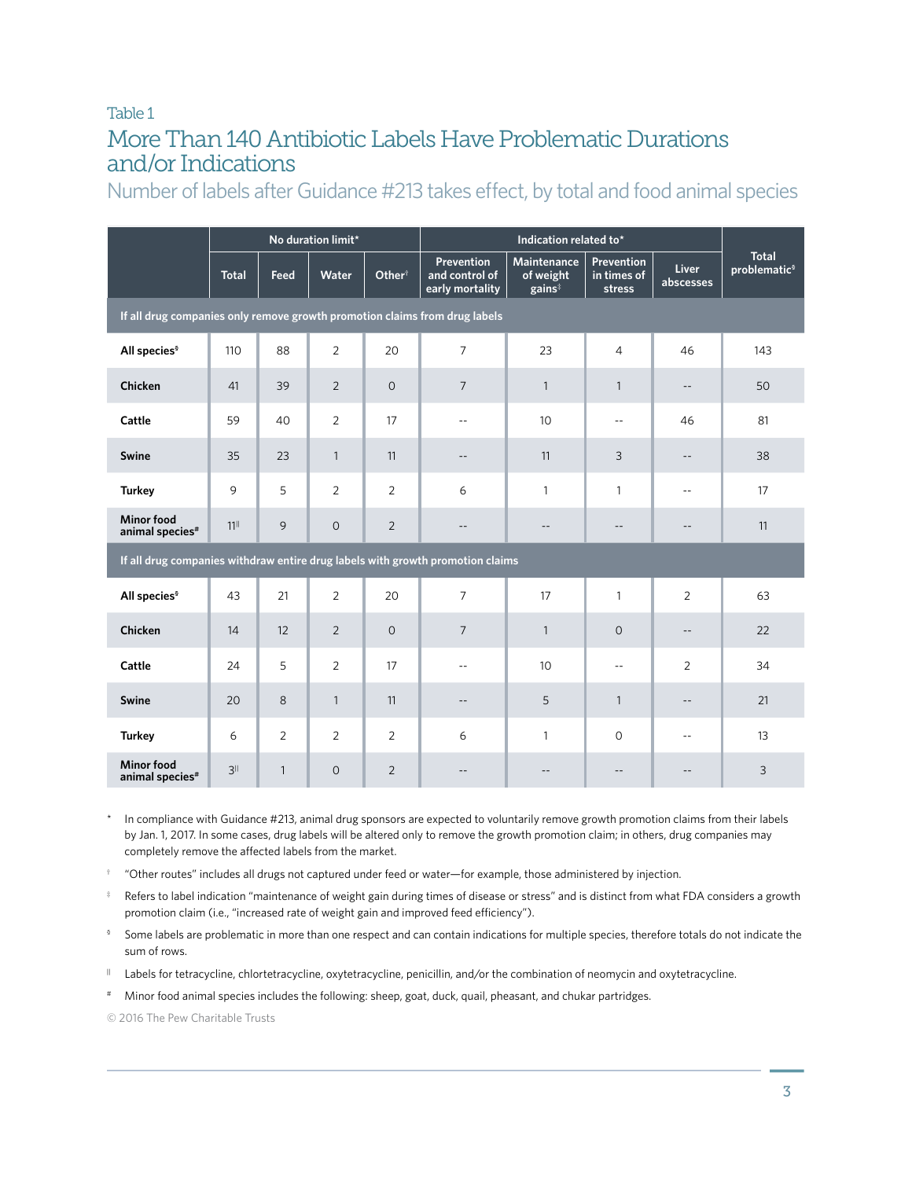Table 1

## More Than 140 Antibiotic Labels Have Problematic Durations and/or Indications

Number of labels after Guidance #213 takes effect, by total and food animal species

| | No duration limit* | | | | Indication related to* | | | | Total problematic§ |
|---|---|---|---|---|---|---|---|---|---|
| | Total | Feed | Water | Other† | Prevention and control of early mortality | Maintenance of weight gains‡ | Prevention in times of stress | Liver abscesses | |
| **If all drug companies only remove growth promotion claims from drug labels** | | | | | | | | | |
| **All species§** | 110 | 88 | 2 | 20 | 7 | 23 | 4 | 46 | 143 |
| **Chicken** | 41 | 39 | 2 | 0 | 7 | 1 | 1 | -- | 50 |
| **Cattle** | 59 | 40 | 2 | 17 | -- | 10 | -- | 46 | 81 |
| **Swine** | 35 | 23 | 1 | 11 | -- | 11 | 3 | -- | 38 |
| **Turkey** | 9 | 5 | 2 | 2 | 6 | 1 | 1 | -- | 17 |
| **Minor food animal species#** | 11‖ | 9 | 0 | 2 | -- | -- | -- | -- | 11 |
| **If all drug companies withdraw entire drug labels with growth promotion claims** | | | | | | | | | |
| **All species§** | 43 | 21 | 2 | 20 | 7 | 17 | 1 | 2 | 63 |
| **Chicken** | 14 | 12 | 2 | 0 | 7 | 1 | 0 | -- | 22 |
| **Cattle** | 24 | 5 | 2 | 17 | -- | 10 | -- | 2 | 34 |
| **Swine** | 20 | 8 | 1 | 11 | -- | 5 | 1 | -- | 21 |
| **Turkey** | 6 | 2 | 2 | 2 | 6 | 1 | 0 | -- | 13 |
| **Minor food animal species#** | 3‖ | 1 | 0 | 2 | -- | -- | -- | -- | 3 |

\* In compliance with Guidance #213, animal drug sponsors are expected to voluntarily remove growth promotion claims from their labels by Jan. 1, 2017. In some cases, drug labels will be altered only to remove the growth promotion claim; in others, drug companies may completely remove the affected labels from the market.

† "Other routes" includes all drugs not captured under feed or water—for example, those administered by injection.

‡ Refers to label indication "maintenance of weight gain during times of disease or stress" and is distinct from what FDA considers a growth promotion claim (i.e., "increased rate of weight gain and improved feed efficiency").

§ Some labels are problematic in more than one respect and can contain indications for multiple species, therefore totals do not indicate the sum of rows.

‖ Labels for tetracycline, chlortetracycline, oxytetracycline, penicillin, and/or the combination of neomycin and oxytetracycline.

\# Minor food animal species includes the following: sheep, goat, duck, quail, pheasant, and chukar partridges.

© 2016 The Pew Charitable Trusts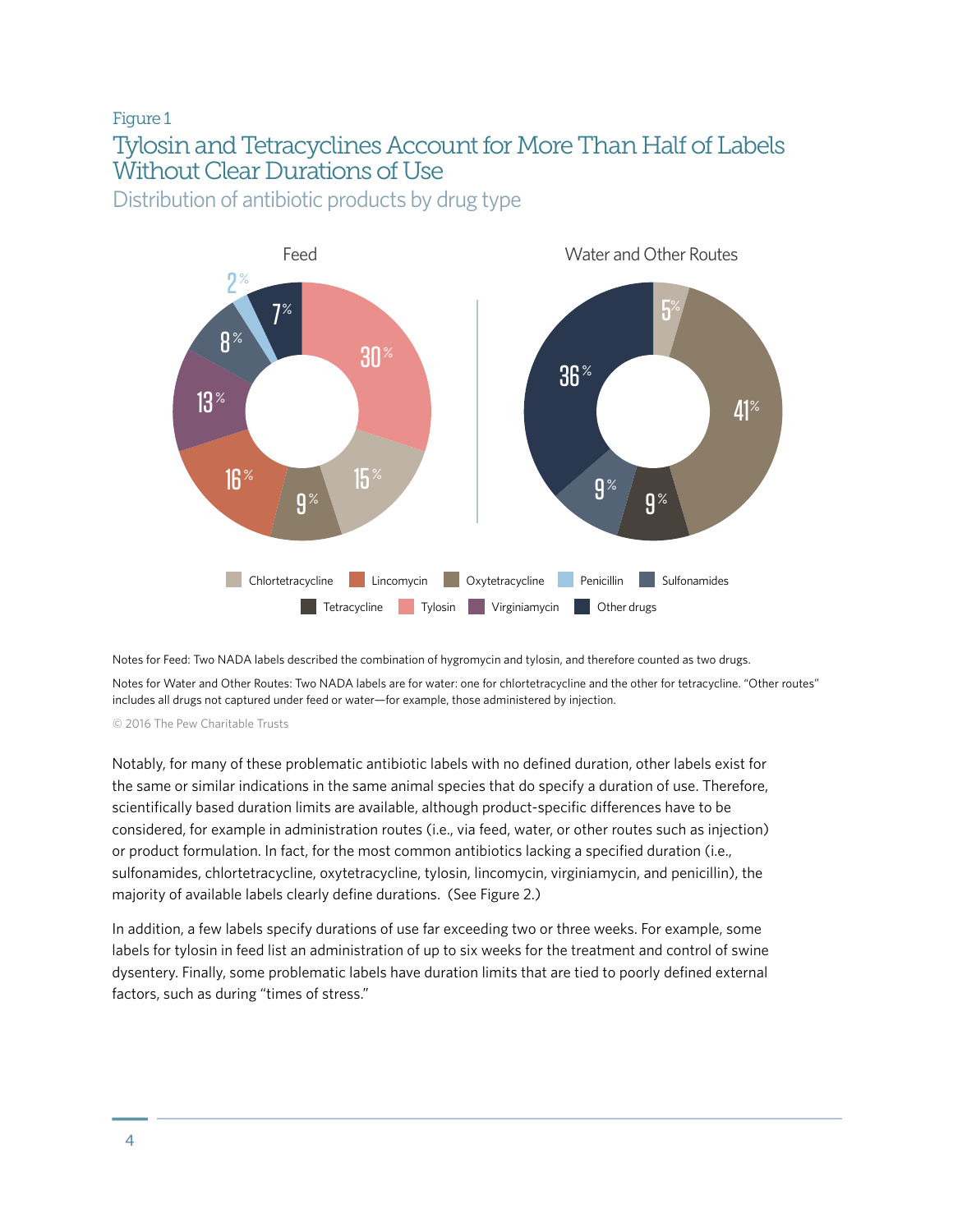Figure 1

## Tylosin and Tetracyclines Account for More Than Half of Labels Without Clear Durations of Use

Distribution of antibiotic products by drug type

**Feed**

| Drug | Share |
| --- | --- |
| Tylosin | 30% |
| Chlortetracycline | 15% |
| Oxytetracycline | 9% |
| Lincomycin | 16% |
| Virginiamycin | 13% |
| Sulfonamides | 8% |
| Penicillin | 2% |
| Other drugs | 7% |

**Water and Other Routes**

| Drug | Share |
| --- | --- |
| Chlortetracycline | 5% |
| Oxytetracycline | 41% |
| Tetracycline | 9% |
| Sulfonamides | 9% |
| Other drugs | 36% |

Notes for Feed: Two NADA labels described the combination of hygromycin and tylosin, and therefore counted as two drugs.

Notes for Water and Other Routes: Two NADA labels are for water: one for chlortetracycline and the other for tetracycline. "Other routes" includes all drugs not captured under feed or water—for example, those administered by injection.

© 2016 The Pew Charitable Trusts

Notably, for many of these problematic antibiotic labels with no defined duration, other labels exist for the same or similar indications in the same animal species that do specify a duration of use. Therefore, scientifically based duration limits are available, although product-specific differences have to be considered, for example in administration routes (i.e., via feed, water, or other routes such as injection) or product formulation. In fact, for the most common antibiotics lacking a specified duration (i.e., sulfonamides, chlortetracycline, oxytetracycline, tylosin, lincomycin, virginiamycin, and penicillin), the majority of available labels clearly define durations. (See Figure 2.)

In addition, a few labels specify durations of use far exceeding two or three weeks. For example, some labels for tylosin in feed list an administration of up to six weeks for the treatment and control of swine dysentery. Finally, some problematic labels have duration limits that are tied to poorly defined external factors, such as during "times of stress."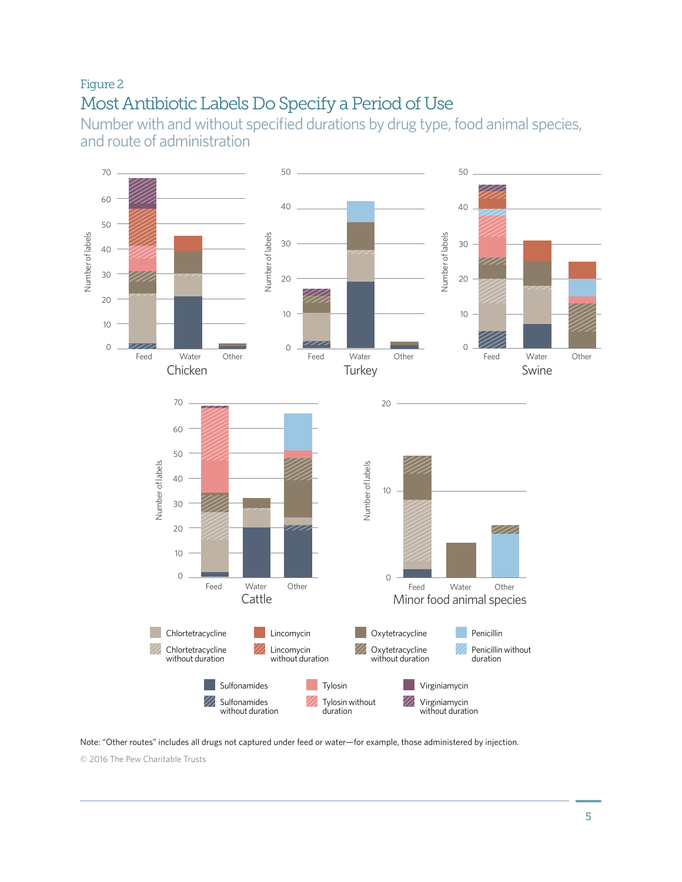Figure 2

## Most Antibiotic Labels Do Specify a Period of Use

Number with and without specified durations by drug type, food animal species, and route of administration

Chicken

Turkey

Swine

Cattle

Minor food animal species

Chlortetracycline | Chlortetracycline without duration | Lincomycin | Lincomycin without duration | Oxytetracycline | Oxytetracycline without duration | Penicillin | Penicillin without duration | Sulfonamides | Sulfonamides without duration | Tylosin | Tylosin without duration | Virginiamycin | Virginiamycin without duration

Note: "Other routes" includes all drugs not captured under feed or water—for example, those administered by injection.

© 2016 The Pew Charitable Trusts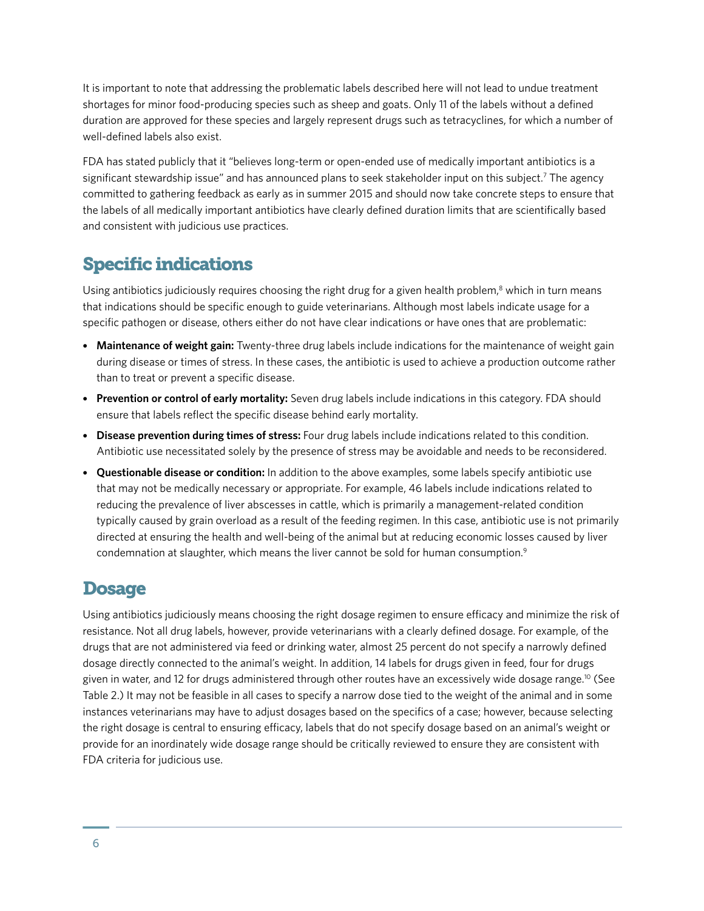It is important to note that addressing the problematic labels described here will not lead to undue treatment shortages for minor food-producing species such as sheep and goats. Only 11 of the labels without a defined duration are approved for these species and largely represent drugs such as tetracyclines, for which a number of well-defined labels also exist.

FDA has stated publicly that it "believes long-term or open-ended use of medically important antibiotics is a significant stewardship issue" and has announced plans to seek stakeholder input on this subject.[7] The agency committed to gathering feedback as early as in summer 2015 and should now take concrete steps to ensure that the labels of all medically important antibiotics have clearly defined duration limits that are scientifically based and consistent with judicious use practices.

## Specific indications

Using antibiotics judiciously requires choosing the right drug for a given health problem,[8] which in turn means that indications should be specific enough to guide veterinarians. Although most labels indicate usage for a specific pathogen or disease, others either do not have clear indications or have ones that are problematic:

- **Maintenance of weight gain:** Twenty-three drug labels include indications for the maintenance of weight gain during disease or times of stress. In these cases, the antibiotic is used to achieve a production outcome rather than to treat or prevent a specific disease.
- **Prevention or control of early mortality:** Seven drug labels include indications in this category. FDA should ensure that labels reflect the specific disease behind early mortality.
- **Disease prevention during times of stress:** Four drug labels include indications related to this condition. Antibiotic use necessitated solely by the presence of stress may be avoidable and needs to be reconsidered.
- **Questionable disease or condition:** In addition to the above examples, some labels specify antibiotic use that may not be medically necessary or appropriate. For example, 46 labels include indications related to reducing the prevalence of liver abscesses in cattle, which is primarily a management-related condition typically caused by grain overload as a result of the feeding regimen. In this case, antibiotic use is not primarily directed at ensuring the health and well-being of the animal but at reducing economic losses caused by liver condemnation at slaughter, which means the liver cannot be sold for human consumption.[9]

## Dosage

Using antibiotics judiciously means choosing the right dosage regimen to ensure efficacy and minimize the risk of resistance. Not all drug labels, however, provide veterinarians with a clearly defined dosage. For example, of the drugs that are not administered via feed or drinking water, almost 25 percent do not specify a narrowly defined dosage directly connected to the animal's weight. In addition, 14 labels for drugs given in feed, four for drugs given in water, and 12 for drugs administered through other routes have an excessively wide dosage range.[10] (See Table 2.) It may not be feasible in all cases to specify a narrow dose tied to the weight of the animal and in some instances veterinarians may have to adjust dosages based on the specifics of a case; however, because selecting the right dosage is central to ensuring efficacy, labels that do not specify dosage based on an animal's weight or provide for an inordinately wide dosage range should be critically reviewed to ensure they are consistent with FDA criteria for judicious use.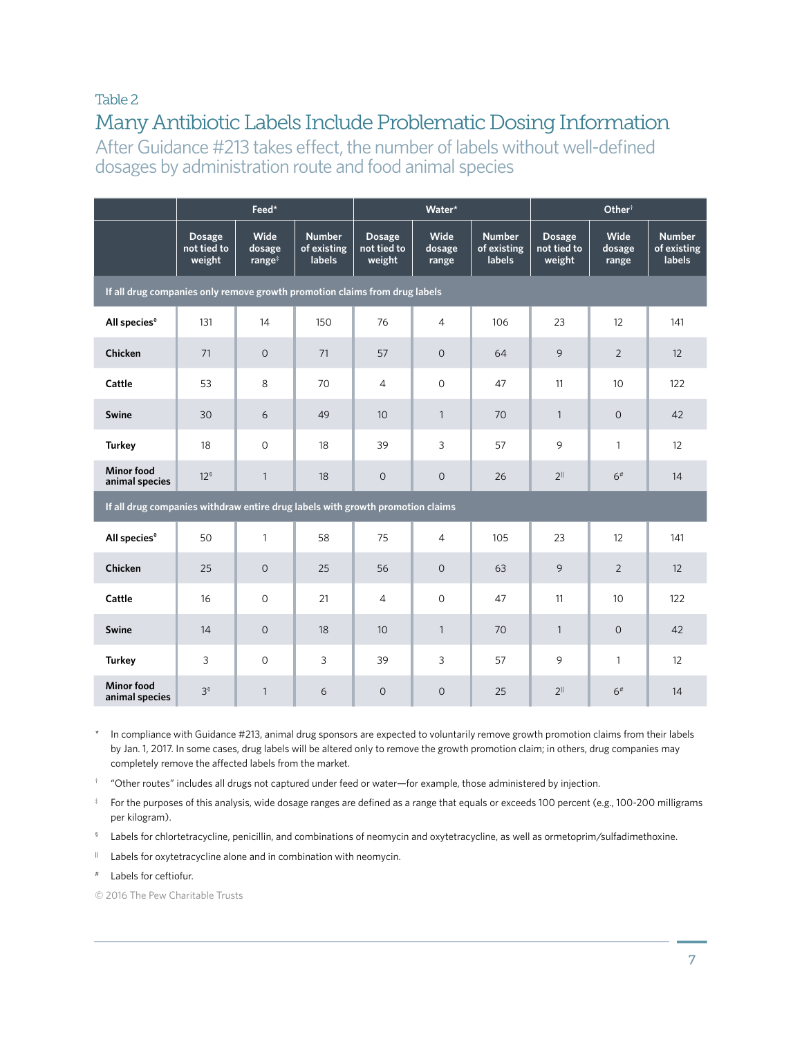Table 2

## Many Antibiotic Labels Include Problematic Dosing Information

After Guidance #213 takes effect, the number of labels without well-defined dosages by administration route and food animal species

| | Feed* | | | Water* | | | Other† | | |
|---|---|---|---|---|---|---|---|---|---|
| | Dosage not tied to weight | Wide dosage range‡ | Number of existing labels | Dosage not tied to weight | Wide dosage range | Number of existing labels | Dosage not tied to weight | Wide dosage range | Number of existing labels |
| **If all drug companies only remove growth promotion claims from drug labels** | | | | | | | | | |
| **All species§** | 131 | 14 | 150 | 76 | 4 | 106 | 23 | 12 | 141 |
| **Chicken** | 71 | 0 | 71 | 57 | 0 | 64 | 9 | 2 | 12 |
| **Cattle** | 53 | 8 | 70 | 4 | 0 | 47 | 11 | 10 | 122 |
| **Swine** | 30 | 6 | 49 | 10 | 1 | 70 | 1 | 0 | 42 |
| **Turkey** | 18 | 0 | 18 | 39 | 3 | 57 | 9 | 1 | 12 |
| **Minor food animal species** | 12§ | 1 | 18 | 0 | 0 | 26 | 2‖ | 6# | 14 |
| **If all drug companies withdraw entire drug labels with growth promotion claims** | | | | | | | | | |
| **All species§** | 50 | 1 | 58 | 75 | 4 | 105 | 23 | 12 | 141 |
| **Chicken** | 25 | 0 | 25 | 56 | 0 | 63 | 9 | 2 | 12 |
| **Cattle** | 16 | 0 | 21 | 4 | 0 | 47 | 11 | 10 | 122 |
| **Swine** | 14 | 0 | 18 | 10 | 1 | 70 | 1 | 0 | 42 |
| **Turkey** | 3 | 0 | 3 | 39 | 3 | 57 | 9 | 1 | 12 |
| **Minor food animal species** | 3§ | 1 | 6 | 0 | 0 | 25 | 2‖ | 6# | 14 |

\* In compliance with Guidance #213, animal drug sponsors are expected to voluntarily remove growth promotion claims from their labels by Jan. 1, 2017. In some cases, drug labels will be altered only to remove the growth promotion claim; in others, drug companies may completely remove the affected labels from the market.

† "Other routes" includes all drugs not captured under feed or water—for example, those administered by injection.

‡ For the purposes of this analysis, wide dosage ranges are defined as a range that equals or exceeds 100 percent (e.g., 100-200 milligrams per kilogram).

§ Labels for chlortetracycline, penicillin, and combinations of neomycin and oxytetracycline, as well as ormetoprim/sulfadimethoxine.

‖ Labels for oxytetracycline alone and in combination with neomycin.

\# Labels for ceftiofur.

© 2016 The Pew Charitable Trusts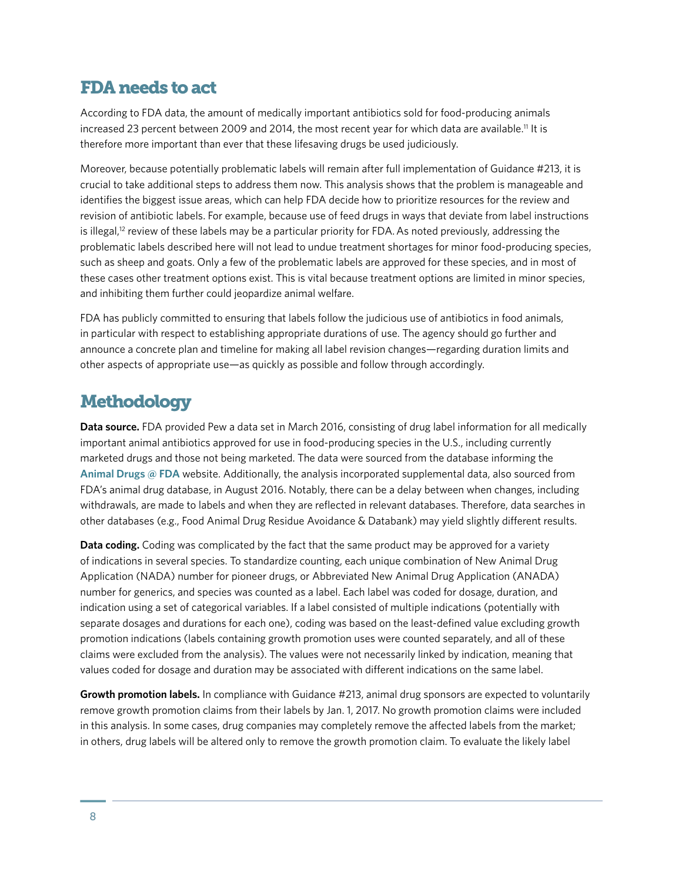## FDA needs to act

According to FDA data, the amount of medically important antibiotics sold for food-producing animals increased 23 percent between 2009 and 2014, the most recent year for which data are available.[11] It is therefore more important than ever that these lifesaving drugs be used judiciously.

Moreover, because potentially problematic labels will remain after full implementation of Guidance #213, it is crucial to take additional steps to address them now. This analysis shows that the problem is manageable and identifies the biggest issue areas, which can help FDA decide how to prioritize resources for the review and revision of antibiotic labels. For example, because use of feed drugs in ways that deviate from label instructions is illegal,[12] review of these labels may be a particular priority for FDA. As noted previously, addressing the problematic labels described here will not lead to undue treatment shortages for minor food-producing species, such as sheep and goats. Only a few of the problematic labels are approved for these species, and in most of these cases other treatment options exist. This is vital because treatment options are limited in minor species, and inhibiting them further could jeopardize animal welfare.

FDA has publicly committed to ensuring that labels follow the judicious use of antibiotics in food animals, in particular with respect to establishing appropriate durations of use. The agency should go further and announce a concrete plan and timeline for making all label revision changes—regarding duration limits and other aspects of appropriate use—as quickly as possible and follow through accordingly.

## Methodology

**Data source.** FDA provided Pew a data set in March 2016, consisting of drug label information for all medically important animal antibiotics approved for use in food-producing species in the U.S., including currently marketed drugs and those not being marketed. The data were sourced from the database informing the **Animal Drugs @ FDA** website. Additionally, the analysis incorporated supplemental data, also sourced from FDA's animal drug database, in August 2016. Notably, there can be a delay between when changes, including withdrawals, are made to labels and when they are reflected in relevant databases. Therefore, data searches in other databases (e.g., Food Animal Drug Residue Avoidance & Databank) may yield slightly different results.

**Data coding.** Coding was complicated by the fact that the same product may be approved for a variety of indications in several species. To standardize counting, each unique combination of New Animal Drug Application (NADA) number for pioneer drugs, or Abbreviated New Animal Drug Application (ANADA) number for generics, and species was counted as a label. Each label was coded for dosage, duration, and indication using a set of categorical variables. If a label consisted of multiple indications (potentially with separate dosages and durations for each one), coding was based on the least-defined value excluding growth promotion indications (labels containing growth promotion uses were counted separately, and all of these claims were excluded from the analysis). The values were not necessarily linked by indication, meaning that values coded for dosage and duration may be associated with different indications on the same label.

**Growth promotion labels.** In compliance with Guidance #213, animal drug sponsors are expected to voluntarily remove growth promotion claims from their labels by Jan. 1, 2017. No growth promotion claims were included in this analysis. In some cases, drug companies may completely remove the affected labels from the market; in others, drug labels will be altered only to remove the growth promotion claim. To evaluate the likely label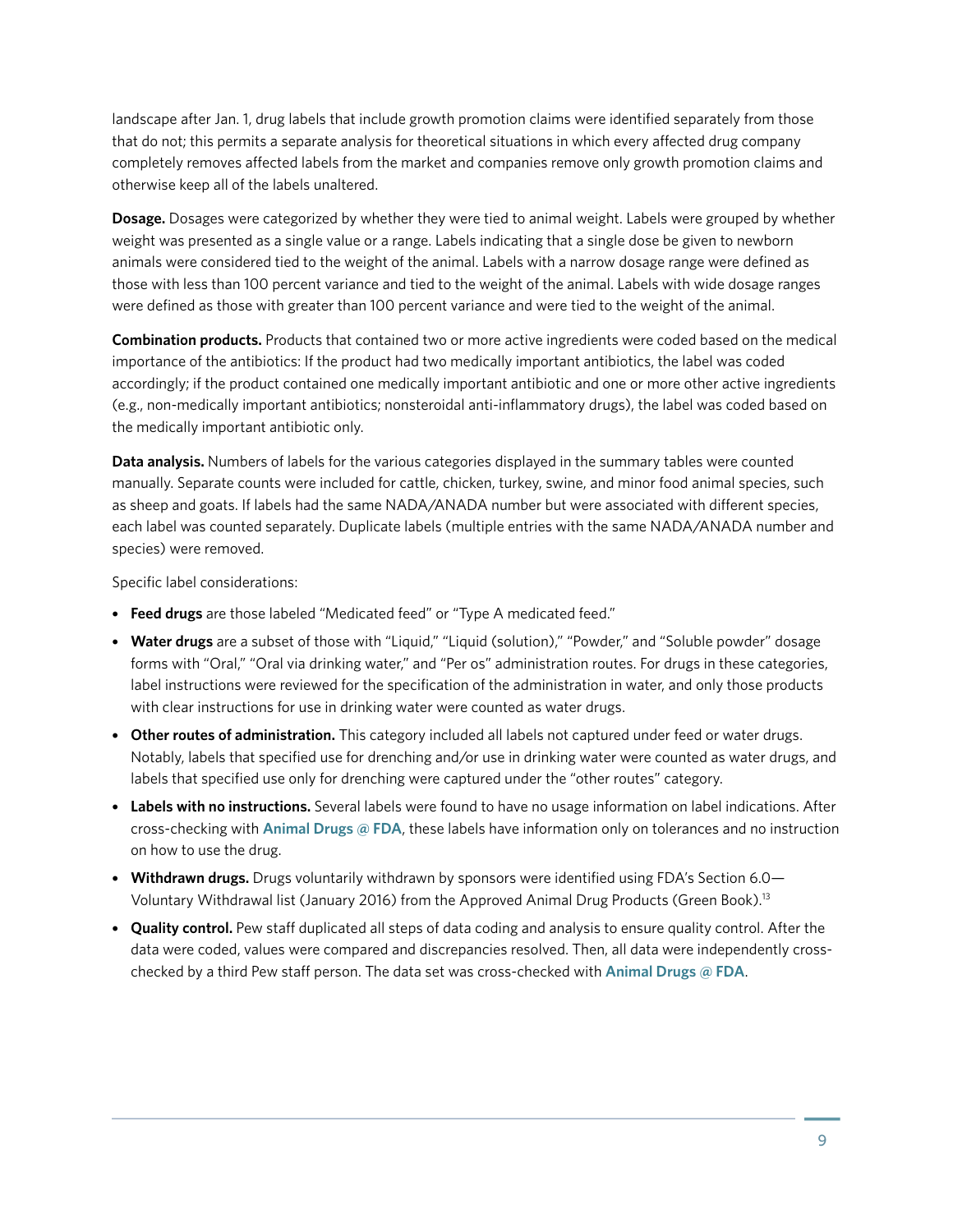landscape after Jan. 1, drug labels that include growth promotion claims were identified separately from those that do not; this permits a separate analysis for theoretical situations in which every affected drug company completely removes affected labels from the market and companies remove only growth promotion claims and otherwise keep all of the labels unaltered.

**Dosage.** Dosages were categorized by whether they were tied to animal weight. Labels were grouped by whether weight was presented as a single value or a range. Labels indicating that a single dose be given to newborn animals were considered tied to the weight of the animal. Labels with a narrow dosage range were defined as those with less than 100 percent variance and tied to the weight of the animal. Labels with wide dosage ranges were defined as those with greater than 100 percent variance and were tied to the weight of the animal.

**Combination products.** Products that contained two or more active ingredients were coded based on the medical importance of the antibiotics: If the product had two medically important antibiotics, the label was coded accordingly; if the product contained one medically important antibiotic and one or more other active ingredients (e.g., non-medically important antibiotics; nonsteroidal anti-inflammatory drugs), the label was coded based on the medically important antibiotic only.

**Data analysis.** Numbers of labels for the various categories displayed in the summary tables were counted manually. Separate counts were included for cattle, chicken, turkey, swine, and minor food animal species, such as sheep and goats. If labels had the same NADA/ANADA number but were associated with different species, each label was counted separately. Duplicate labels (multiple entries with the same NADA/ANADA number and species) were removed.

Specific label considerations:

- **Feed drugs** are those labeled "Medicated feed" or "Type A medicated feed."
- **Water drugs** are a subset of those with "Liquid," "Liquid (solution)," "Powder," and "Soluble powder" dosage forms with "Oral," "Oral via drinking water," and "Per os" administration routes. For drugs in these categories, label instructions were reviewed for the specification of the administration in water, and only those products with clear instructions for use in drinking water were counted as water drugs.
- **Other routes of administration.** This category included all labels not captured under feed or water drugs. Notably, labels that specified use for drenching and/or use in drinking water were counted as water drugs, and labels that specified use only for drenching were captured under the "other routes" category.
- **Labels with no instructions.** Several labels were found to have no usage information on label indications. After cross-checking with **Animal Drugs @ FDA**, these labels have information only on tolerances and no instruction on how to use the drug.
- **Withdrawn drugs.** Drugs voluntarily withdrawn by sponsors were identified using FDA's Section 6.0—Voluntary Withdrawal list (January 2016) from the Approved Animal Drug Products (Green Book).[13]
- **Quality control.** Pew staff duplicated all steps of data coding and analysis to ensure quality control. After the data were coded, values were compared and discrepancies resolved. Then, all data were independently cross-checked by a third Pew staff person. The data set was cross-checked with **Animal Drugs @ FDA**.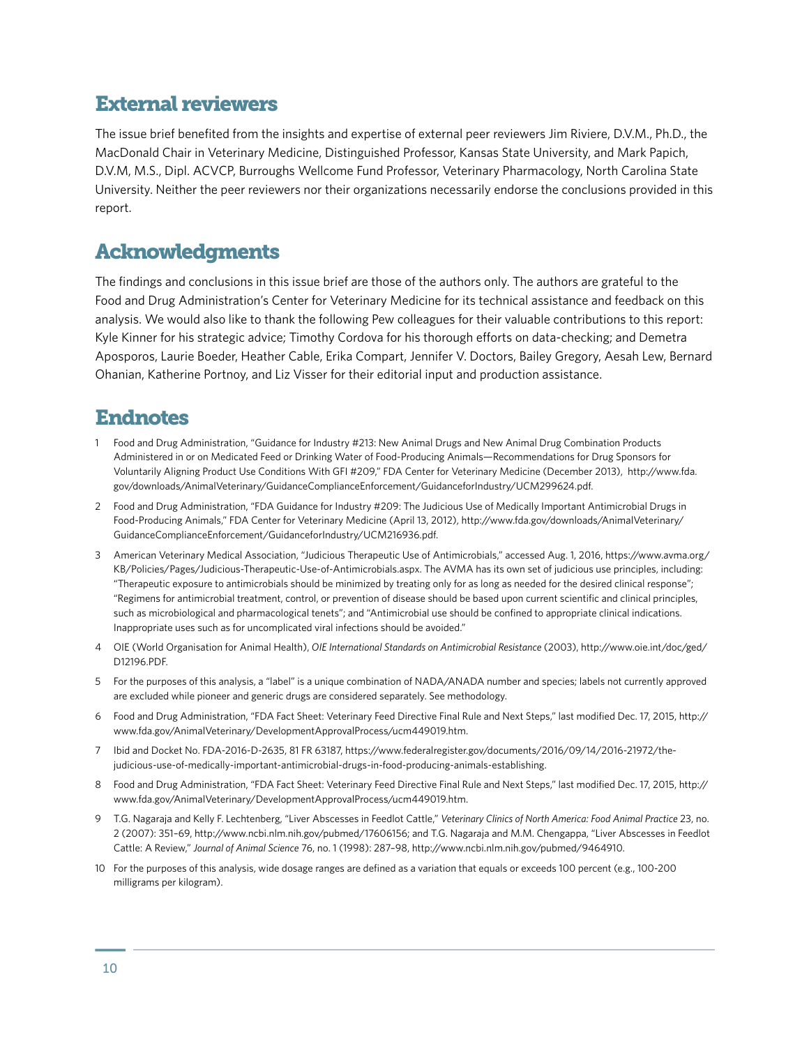## External reviewers

The issue brief benefited from the insights and expertise of external peer reviewers Jim Riviere, D.V.M., Ph.D., the MacDonald Chair in Veterinary Medicine, Distinguished Professor, Kansas State University, and Mark Papich, D.V.M, M.S., Dipl. ACVCP, Burroughs Wellcome Fund Professor, Veterinary Pharmacology, North Carolina State University. Neither the peer reviewers nor their organizations necessarily endorse the conclusions provided in this report.

## Acknowledgments

The findings and conclusions in this issue brief are those of the authors only. The authors are grateful to the Food and Drug Administration's Center for Veterinary Medicine for its technical assistance and feedback on this analysis. We would also like to thank the following Pew colleagues for their valuable contributions to this report: Kyle Kinner for his strategic advice; Timothy Cordova for his thorough efforts on data-checking; and Demetra Aposporos, Laurie Boeder, Heather Cable, Erika Compart, Jennifer V. Doctors, Bailey Gregory, Aesah Lew, Bernard Ohanian, Katherine Portnoy, and Liz Visser for their editorial input and production assistance.

## Endnotes

1. Food and Drug Administration, "Guidance for Industry #213: New Animal Drugs and New Animal Drug Combination Products Administered in or on Medicated Feed or Drinking Water of Food-Producing Animals—Recommendations for Drug Sponsors for Voluntarily Aligning Product Use Conditions With GFI #209," FDA Center for Veterinary Medicine (December 2013), http://www.fda.gov/downloads/AnimalVeterinary/GuidanceComplianceEnforcement/GuidanceforIndustry/UCM299624.pdf.
2. Food and Drug Administration, "FDA Guidance for Industry #209: The Judicious Use of Medically Important Antimicrobial Drugs in Food-Producing Animals," FDA Center for Veterinary Medicine (April 13, 2012), http://www.fda.gov/downloads/AnimalVeterinary/GuidanceComplianceEnforcement/GuidanceforIndustry/UCM216936.pdf.
3. American Veterinary Medical Association, "Judicious Therapeutic Use of Antimicrobials," accessed Aug. 1, 2016, https://www.avma.org/KB/Policies/Pages/Judicious-Therapeutic-Use-of-Antimicrobials.aspx. The AVMA has its own set of judicious use principles, including: "Therapeutic exposure to antimicrobials should be minimized by treating only for as long as needed for the desired clinical response"; "Regimens for antimicrobial treatment, control, or prevention of disease should be based upon current scientific and clinical principles, such as microbiological and pharmacological tenets"; and "Antimicrobial use should be confined to appropriate clinical indications. Inappropriate uses such as for uncomplicated viral infections should be avoided."
4. OIE (World Organisation for Animal Health), *OIE International Standards on Antimicrobial Resistance* (2003), http://www.oie.int/doc/ged/D12196.PDF.
5. For the purposes of this analysis, a "label" is a unique combination of NADA/ANADA number and species; labels not currently approved are excluded while pioneer and generic drugs are considered separately. See methodology.
6. Food and Drug Administration, "FDA Fact Sheet: Veterinary Feed Directive Final Rule and Next Steps," last modified Dec. 17, 2015, http://www.fda.gov/AnimalVeterinary/DevelopmentApprovalProcess/ucm449019.htm.
7. Ibid and Docket No. FDA-2016-D-2635, 81 FR 63187, https://www.federalregister.gov/documents/2016/09/14/2016-21972/the-judicious-use-of-medically-important-antimicrobial-drugs-in-food-producing-animals-establishing.
8. Food and Drug Administration, "FDA Fact Sheet: Veterinary Feed Directive Final Rule and Next Steps," last modified Dec. 17, 2015, http://www.fda.gov/AnimalVeterinary/DevelopmentApprovalProcess/ucm449019.htm.
9. T.G. Nagaraja and Kelly F. Lechtenberg, "Liver Abscesses in Feedlot Cattle," *Veterinary Clinics of North America: Food Animal Practice* 23, no. 2 (2007): 351–69, http://www.ncbi.nlm.nih.gov/pubmed/17606156; and T.G. Nagaraja and M.M. Chengappa, "Liver Abscesses in Feedlot Cattle: A Review," *Journal of Animal Science* 76, no. 1 (1998): 287–98, http://www.ncbi.nlm.nih.gov/pubmed/9464910.
10. For the purposes of this analysis, wide dosage ranges are defined as a variation that equals or exceeds 100 percent (e.g., 100-200 milligrams per kilogram).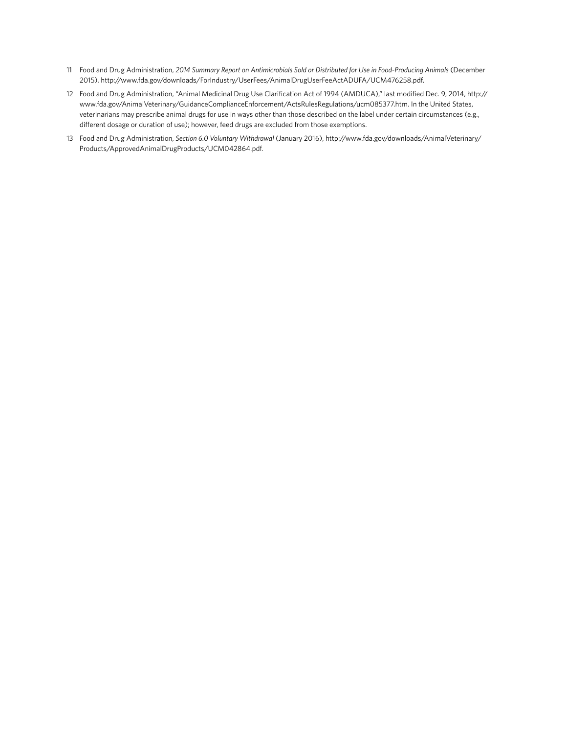11 Food and Drug Administration, *2014 Summary Report on Antimicrobials Sold or Distributed for Use in Food-Producing Animals* (December 2015), http://www.fda.gov/downloads/ForIndustry/UserFees/AnimalDrugUserFeeActADUFA/UCM476258.pdf.

12 Food and Drug Administration, "Animal Medicinal Drug Use Clarification Act of 1994 (AMDUCA)," last modified Dec. 9, 2014, http://www.fda.gov/AnimalVeterinary/GuidanceComplianceEnforcement/ActsRulesRegulations/ucm085377.htm. In the United States, veterinarians may prescribe animal drugs for use in ways other than those described on the label under certain circumstances (e.g., different dosage or duration of use); however, feed drugs are excluded from those exemptions.

13 Food and Drug Administration, *Section 6.0 Voluntary Withdrawal* (January 2016), http://www.fda.gov/downloads/AnimalVeterinary/Products/ApprovedAnimalDrugProducts/UCM042864.pdf.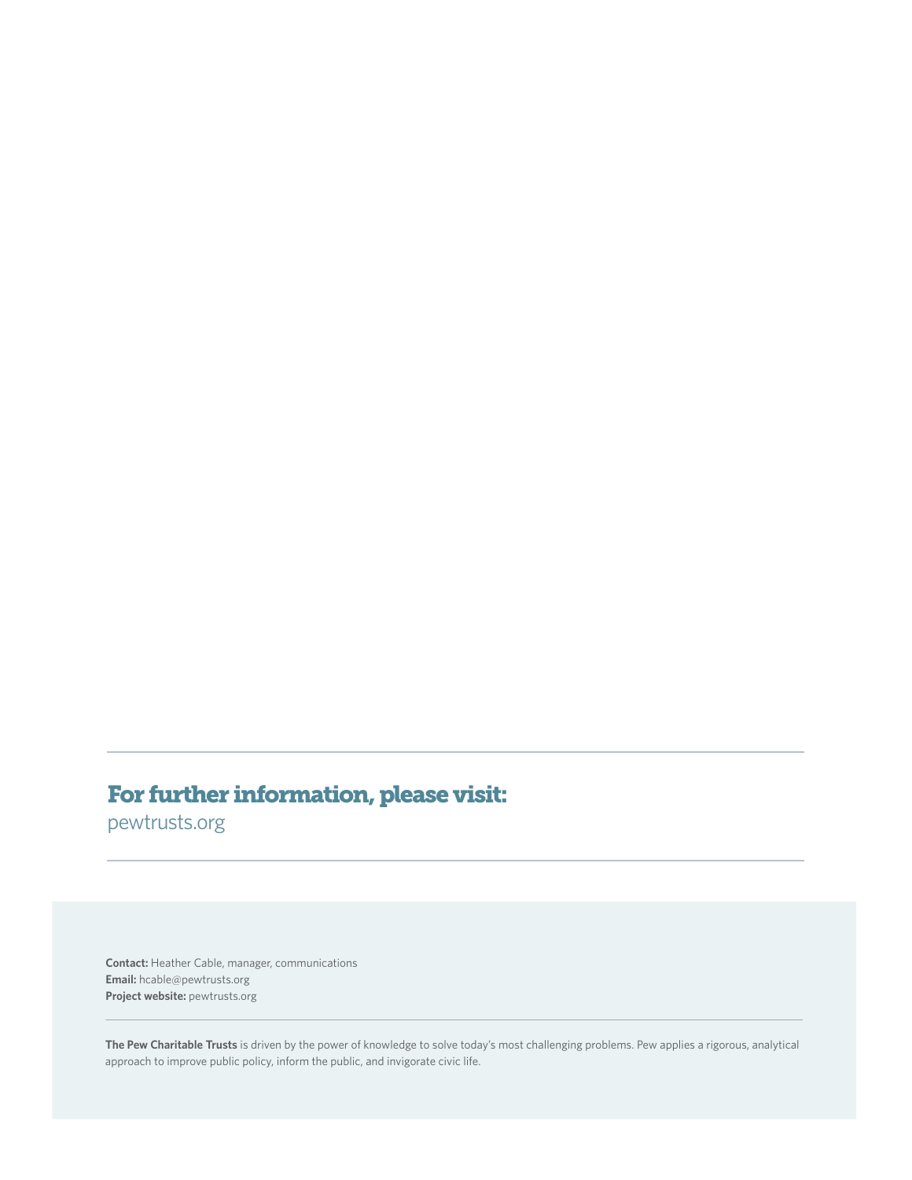## For further information, please visit:

pewtrusts.org

**Contact:** Heather Cable, manager, communications
**Email:** hcable@pewtrusts.org
**Project website:** pewtrusts.org

**The Pew Charitable Trusts** is driven by the power of knowledge to solve today's most challenging problems. Pew applies a rigorous, analytical approach to improve public policy, inform the public, and invigorate civic life.